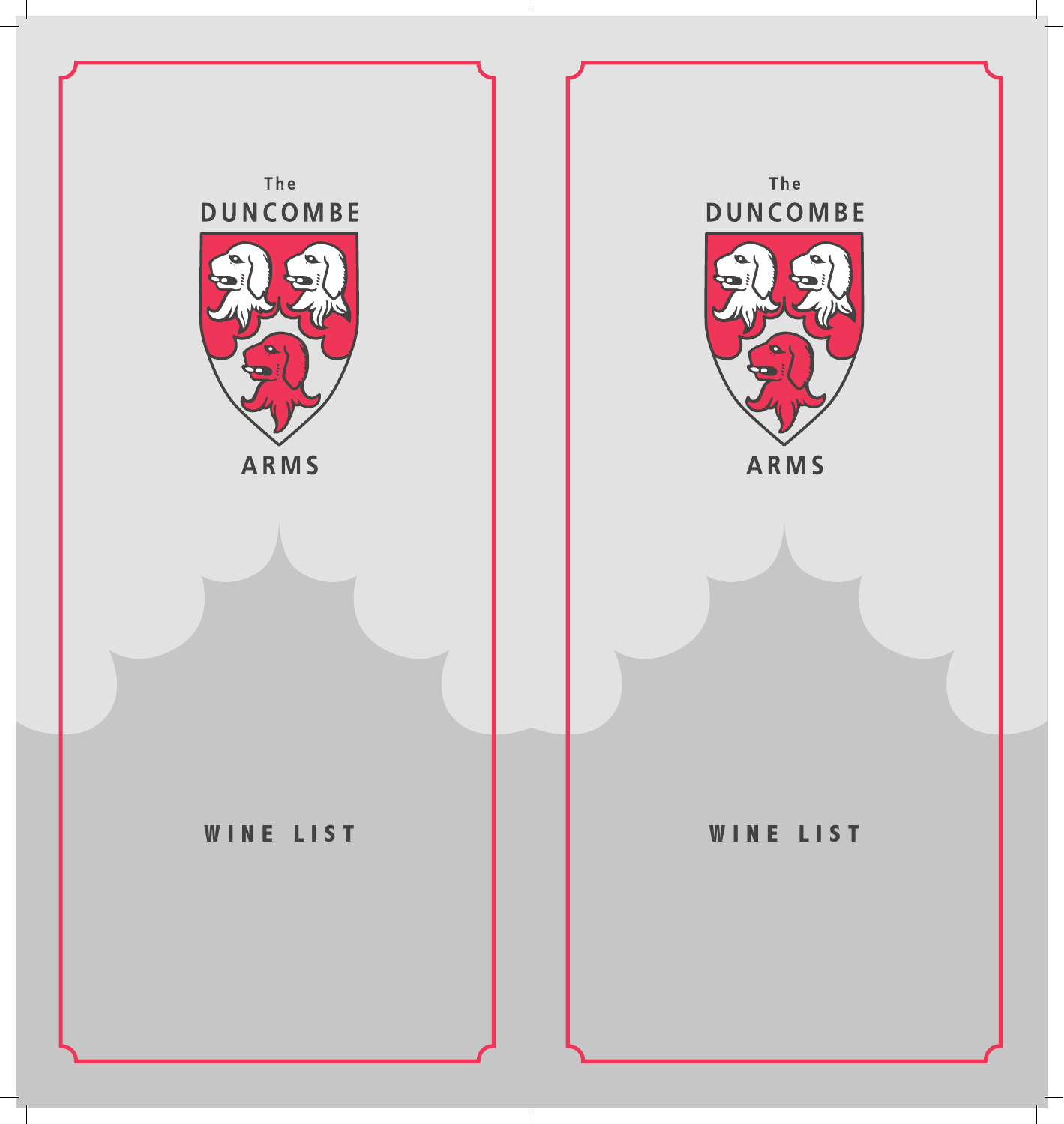The
# DUNCOMBE ARMS

## WINE LIST

The
# DUNCOMBE ARMS

## WINE LIST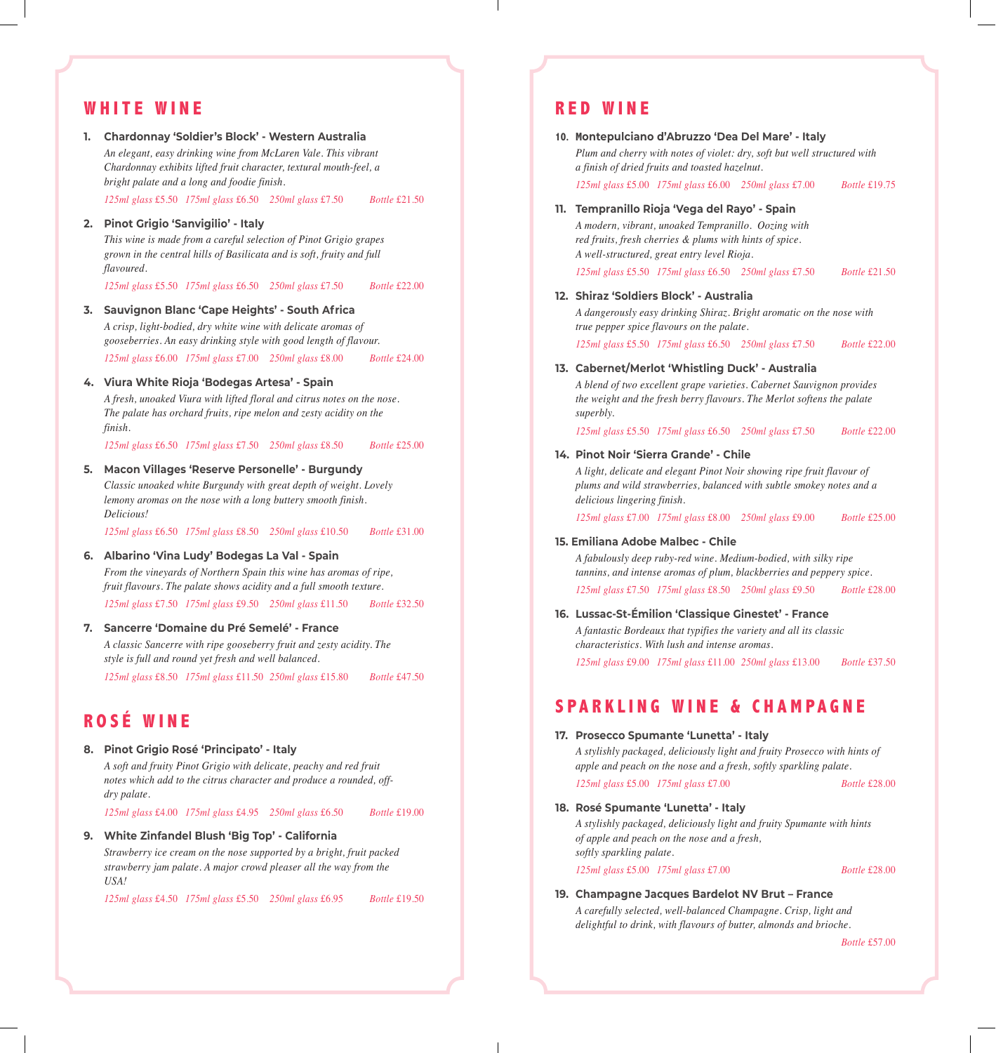## WHITE WINE

**1. Chardonnay 'Soldier's Block' - Western Australia**

*An elegant, easy drinking wine from McLaren Vale. This vibrant Chardonnay exhibits lifted fruit character, textural mouth-feel, a bright palate and a long and foodie finish.*

*125ml glass* £5.50 *175ml glass* £6.50 *250ml glass* £7.50 *Bottle* £21.50

**2. Pinot Grigio 'Sanvigilio' - Italy**

*This wine is made from a careful selection of Pinot Grigio grapes grown in the central hills of Basilicata and is soft, fruity and full flavoured.*

*125ml glass* £5.50 *175ml glass* £6.50 *250ml glass* £7.50 *Bottle* £22.00

**3. Sauvignon Blanc 'Cape Heights' - South Africa**

*A crisp, light-bodied, dry white wine with delicate aromas of gooseberries. An easy drinking style with good length of flavour.*

*125ml glass* £6.00 *175ml glass* £7.00 *250ml glass* £8.00 *Bottle* £24.00

**4. Viura White Rioja 'Bodegas Artesa' - Spain**

*A fresh, unoaked Viura with lifted floral and citrus notes on the nose. The palate has orchard fruits, ripe melon and zesty acidity on the finish.*

*125ml glass* £6.50 *175ml glass* £7.50 *250ml glass* £8.50 *Bottle* £25.00

**5. Macon Villages 'Reserve Personelle' - Burgundy**

*Classic unoaked white Burgundy with great depth of weight. Lovely lemony aromas on the nose with a long buttery smooth finish. Delicious!*

*125ml glass* £6.50 *175ml glass* £8.50 *250ml glass* £10.50 *Bottle* £31.00

**6. Albarino 'Vina Ludy' Bodegas La Val - Spain**

*From the vineyards of Northern Spain this wine has aromas of ripe, fruit flavours. The palate shows acidity and a full smooth texture.*

*125ml glass* £7.50 *175ml glass* £9.50 *250ml glass* £11.50 *Bottle* £32.50

**7. Sancerre 'Domaine du Pré Semelé' - France**

*A classic Sancerre with ripe gooseberry fruit and zesty acidity. The style is full and round yet fresh and well balanced.*

*125ml glass* £8.50 *175ml glass* £11.50 *250ml glass* £15.80 *Bottle* £47.50

## ROSÉ WINE

**8. Pinot Grigio Rosé 'Principato' - Italy**

*A soft and fruity Pinot Grigio with delicate, peachy and red fruit notes which add to the citrus character and produce a rounded, off-dry palate.*

*125ml glass* £4.00 *175ml glass* £4.95 *250ml glass* £6.50 *Bottle* £19.00

**9. White Zinfandel Blush 'Big Top' - California**

*Strawberry ice cream on the nose supported by a bright, fruit packed strawberry jam palate. A major crowd pleaser all the way from the USA!*

*125ml glass* £4.50 *175ml glass* £5.50 *250ml glass* £6.95 *Bottle* £19.50

## RED WINE

**10. Montepulciano d'Abruzzo 'Dea Del Mare' - Italy**

*Plum and cherry with notes of violet: dry, soft but well structured with a finish of dried fruits and toasted hazelnut.*

*125ml glass* £5.00 *175ml glass* £6.00 *250ml glass* £7.00 *Bottle* £19.75

**11. Tempranillo Rioja 'Vega del Rayo' - Spain**

*A modern, vibrant, unoaked Tempranillo. Oozing with red fruits, fresh cherries & plums with hints of spice. A well-structured, great entry level Rioja.*

*125ml glass* £5.50 *175ml glass* £6.50 *250ml glass* £7.50 *Bottle* £21.50

**12. Shiraz 'Soldiers Block' - Australia**

*A dangerously easy drinking Shiraz. Bright aromatic on the nose with true pepper spice flavours on the palate.*

*125ml glass* £5.50 *175ml glass* £6.50 *250ml glass* £7.50 *Bottle* £22.00

**13. Cabernet/Merlot 'Whistling Duck' - Australia**

*A blend of two excellent grape varieties. Cabernet Sauvignon provides the weight and the fresh berry flavours. The Merlot softens the palate superbly.*

*125ml glass* £5.50 *175ml glass* £6.50 *250ml glass* £7.50 *Bottle* £22.00

**14. Pinot Noir 'Sierra Grande' - Chile**

*A light, delicate and elegant Pinot Noir showing ripe fruit flavour of plums and wild strawberries, balanced with subtle smokey notes and a delicious lingering finish.*

*125ml glass* £7.00 *175ml glass* £8.00 *250ml glass* £9.00 *Bottle* £25.00

**15. Emiliana Adobe Malbec - Chile**

*A fabulously deep ruby-red wine. Medium-bodied, with silky ripe tannins, and intense aromas of plum, blackberries and peppery spice.*

*125ml glass* £7.50 *175ml glass* £8.50 *250ml glass* £9.50 *Bottle* £28.00

**16. Lussac-St-Émilion 'Classique Ginestet' - France**

*A fantastic Bordeaux that typifies the variety and all its classic characteristics. With lush and intense aromas.*

*125ml glass* £9.00 *175ml glass* £11.00 *250ml glass* £13.00 *Bottle* £37.50

## SPARKLING WINE & CHAMPAGNE

**17. Prosecco Spumante 'Lunetta' - Italy**

*A stylishly packaged, deliciously light and fruity Prosecco with hints of apple and peach on the nose and a fresh, softly sparkling palate.*

*125ml glass* £5.00 *175ml glass* £7.00 *Bottle* £28.00

**18. Rosé Spumante 'Lunetta' - Italy**

*A stylishly packaged, deliciously light and fruity Spumante with hints of apple and peach on the nose and a fresh, softly sparkling palate.*

*125ml glass* £5.00 *175ml glass* £7.00 *Bottle* £28.00

**19. Champagne Jacques Bardelot NV Brut – France**

*A carefully selected, well-balanced Champagne. Crisp, light and delightful to drink, with flavours of butter, almonds and brioche.*

*Bottle* £57.00